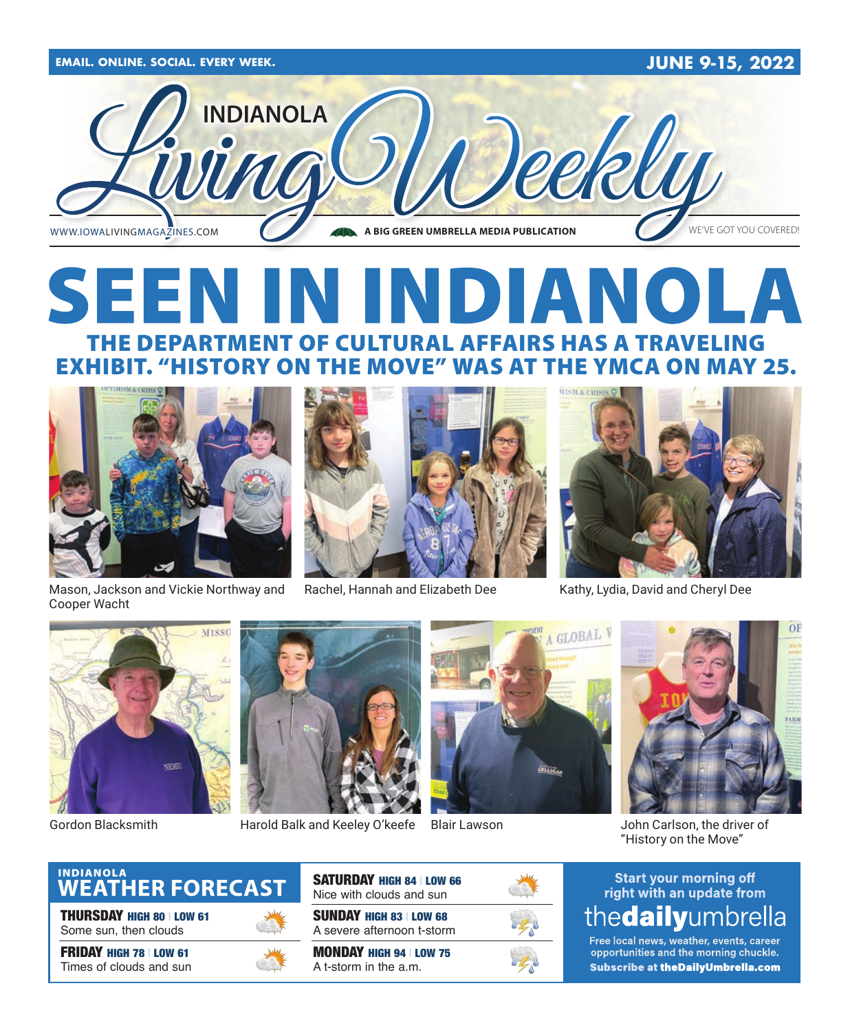EMAIL. ONLINE. SOCIAL. EVERY WEEK. | JUNE 9-15, 2022

# INDIANOLA Living Weekly

WWW.IOWALIVINGMAGAZINES.COM | A BIG GREEN UMBRELLA MEDIA PUBLICATION | WE'VE GOT YOU COVERED!

# SEEN IN INDIANOLA

## THE DEPARTMENT OF CULTURAL AFFAIRS HAS A TRAVELING EXHIBIT. "HISTORY ON THE MOVE" WAS AT THE YMCA ON MAY 25.

Mason, Jackson and Vickie Northway and Cooper Wacht

Rachel, Hannah and Elizabeth Dee

Kathy, Lydia, David and Cheryl Dee

Gordon Blacksmith

Harold Balk and Keeley O'keefe

Blair Lawson

John Carlson, the driver of "History on the Move"

## INDIANOLA WEATHER FORECAST

**THURSDAY** HIGH 80 | LOW 61
Some sun, then clouds

**FRIDAY** HIGH 78 | LOW 61
Times of clouds and sun

**SATURDAY** HIGH 84 | LOW 66
Nice with clouds and sun

**SUNDAY** HIGH 83 | LOW 68
A severe afternoon t-storm

**MONDAY** HIGH 94 | LOW 75
A t-storm in the a.m.

Start your morning off right with an update from **thedailyumbrella**

Free local news, weather, events, career opportunities and the morning chuckle.

**Subscribe at theDailyUmbrella.com**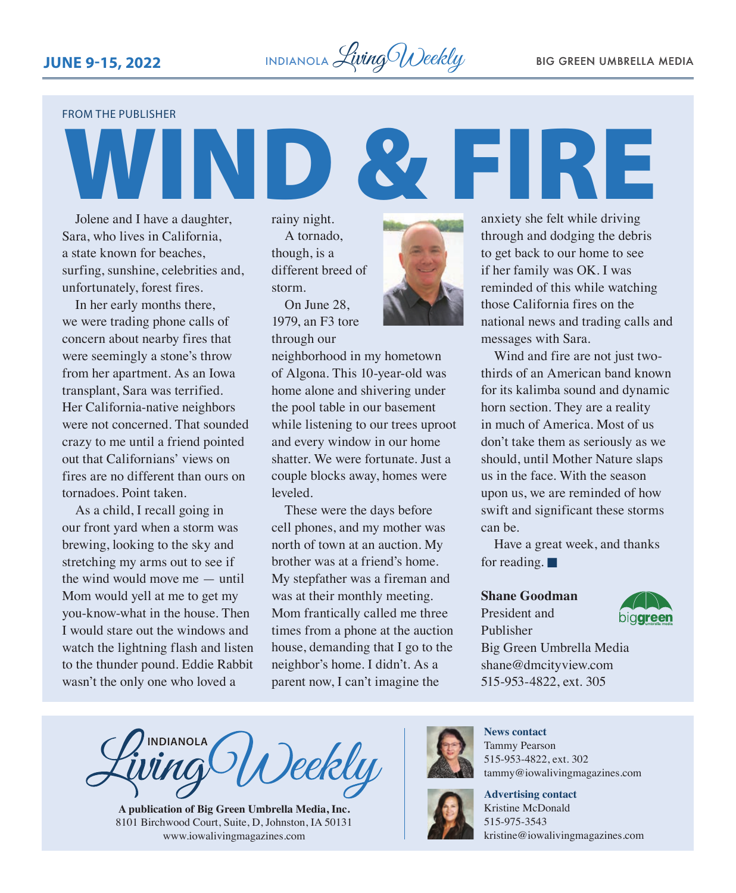FROM THE PUBLISHER

# WIND & FIRE

Jolene and I have a daughter, Sara, who lives in California, a state known for beaches, surfing, sunshine, celebrities and, unfortunately, forest fires.

In her early months there, we were trading phone calls of concern about nearby fires that were seemingly a stone's throw from her apartment. As an Iowa transplant, Sara was terrified. Her California-native neighbors were not concerned. That sounded crazy to me until a friend pointed out that Californians' views on fires are no different than ours on tornadoes. Point taken.

As a child, I recall going in our front yard when a storm was brewing, looking to the sky and stretching my arms out to see if the wind would move me — until Mom would yell at me to get my you-know-what in the house. Then I would stare out the windows and watch the lightning flash and listen to the thunder pound. Eddie Rabbit wasn't the only one who loved a rainy night.

A tornado, though, is a different breed of storm.

On June 28, 1979, an F3 tore through our neighborhood in my hometown of Algona. This 10-year-old was home alone and shivering under the pool table in our basement while listening to our trees uproot and every window in our home shatter. We were fortunate. Just a couple blocks away, homes were leveled.

These were the days before cell phones, and my mother was north of town at an auction. My brother was at a friend's home. My stepfather was a fireman and was at their monthly meeting. Mom frantically called me three times from a phone at the auction house, demanding that I go to the neighbor's home. I didn't. As a parent now, I can't imagine the anxiety she felt while driving through and dodging the debris to get back to our home to see if her family was OK. I was reminded of this while watching those California fires on the national news and trading calls and messages with Sara.

Wind and fire are not just two-thirds of an American band known for its kalimba sound and dynamic horn section. They are a reality in much of America. Most of us don't take them as seriously as we should, until Mother Nature slaps us in the face. With the season upon us, we are reminded of how swift and significant these storms can be.

Have a great week, and thanks for reading. ■

**Shane Goodman**
President and Publisher
Big Green Umbrella Media
shane@dmcityview.com
515-953-4822, ext. 305

---

INDIANOLA Living Weekly

**A publication of Big Green Umbrella Media, Inc.**
8101 Birchwood Court, Suite, D, Johnston, IA 50131
www.iowalivingmagazines.com

**News contact**
Tammy Pearson
515-953-4822, ext. 302
tammy@iowalivingmagazines.com

**Advertising contact**
Kristine McDonald
515-975-3543
kristine@iowalivingmagazines.com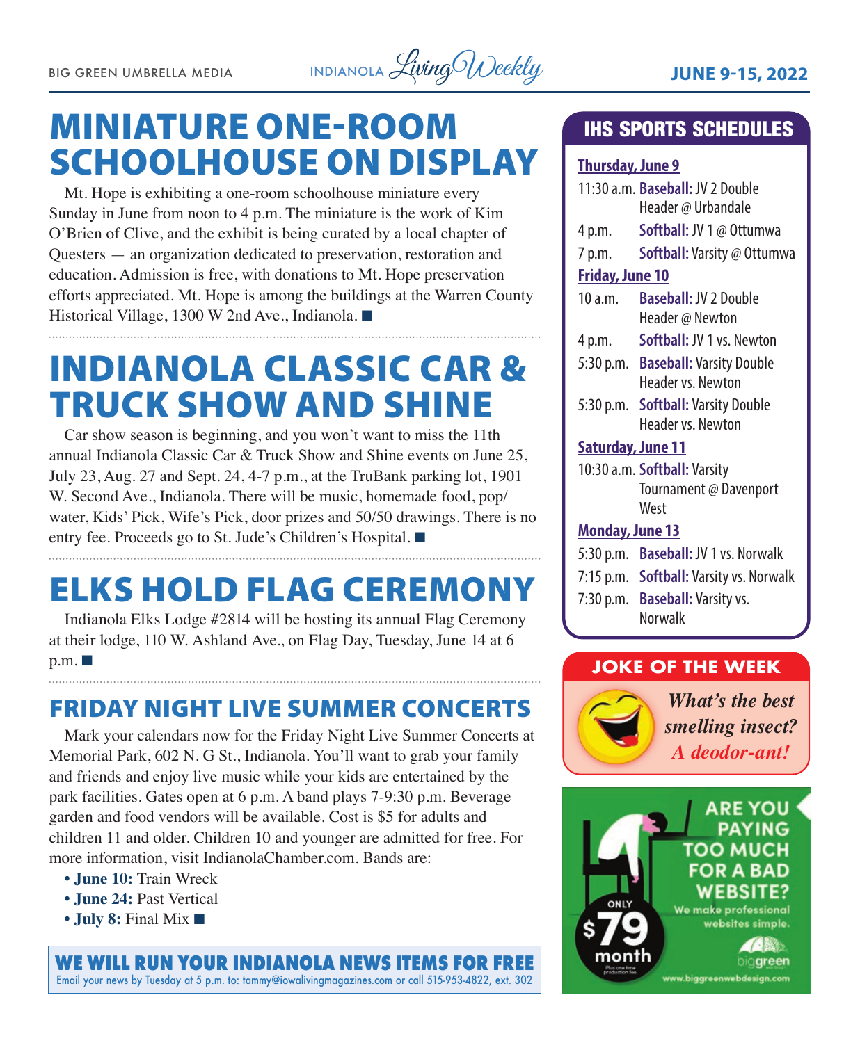# MINIATURE ONE-ROOM SCHOOLHOUSE ON DISPLAY

Mt. Hope is exhibiting a one-room schoolhouse miniature every Sunday in June from noon to 4 p.m. The miniature is the work of Kim O'Brien of Clive, and the exhibit is being curated by a local chapter of Questers — an organization dedicated to preservation, restoration and education. Admission is free, with donations to Mt. Hope preservation efforts appreciated. Mt. Hope is among the buildings at the Warren County Historical Village, 1300 W 2nd Ave., Indianola. ■

# INDIANOLA CLASSIC CAR & TRUCK SHOW AND SHINE

Car show season is beginning, and you won't want to miss the 11th annual Indianola Classic Car & Truck Show and Shine events on June 25, July 23, Aug. 27 and Sept. 24, 4-7 p.m., at the TruBank parking lot, 1901 W. Second Ave., Indianola. There will be music, homemade food, pop/water, Kids' Pick, Wife's Pick, door prizes and 50/50 drawings. There is no entry fee. Proceeds go to St. Jude's Children's Hospital. ■

# ELKS HOLD FLAG CEREMONY

Indianola Elks Lodge #2814 will be hosting its annual Flag Ceremony at their lodge, 110 W. Ashland Ave., on Flag Day, Tuesday, June 14 at 6 p.m. ■

## FRIDAY NIGHT LIVE SUMMER CONCERTS

Mark your calendars now for the Friday Night Live Summer Concerts at Memorial Park, 602 N. G St., Indianola. You'll want to grab your family and friends and enjoy live music while your kids are entertained by the park facilities. Gates open at 6 p.m. A band plays 7-9:30 p.m. Beverage garden and food vendors will be available. Cost is $5 for adults and children 11 and older. Children 10 and younger are admitted for free. For more information, visit IndianolaChamber.com. Bands are:

- **June 10:** Train Wreck
- **June 24:** Past Vertical
- **July 8:** Final Mix ■

**WE WILL RUN YOUR INDIANOLA NEWS ITEMS FOR FREE**
Email your news by Tuesday at 5 p.m. to: tammy@iowalivingmagazines.com or call 515-953-4822, ext. 302

## IHS SPORTS SCHEDULES

**Thursday, June 9**
- 11:30 a.m. **Baseball:** JV 2 Double Header @ Urbandale
- 4 p.m. **Softball:** JV 1 @ Ottumwa
- 7 p.m. **Softball:** Varsity @ Ottumwa

**Friday, June 10**
- 10 a.m. **Baseball:** JV 2 Double Header @ Newton
- 4 p.m. **Softball:** JV 1 vs. Newton
- 5:30 p.m. **Baseball:** Varsity Double Header vs. Newton
- 5:30 p.m. **Softball:** Varsity Double Header vs. Newton

**Saturday, June 11**
- 10:30 a.m. **Softball:** Varsity Tournament @ Davenport West

**Monday, June 13**
- 5:30 p.m. **Baseball:** JV 1 vs. Norwalk
- 7:15 p.m. **Softball:** Varsity vs. Norwalk
- 7:30 p.m. **Baseball:** Varsity vs. Norwalk

## JOKE OF THE WEEK

*What's the best smelling insect?*
*A deodor-ant!*

ARE YOU PAYING TOO MUCH FOR A BAD WEBSITE?
We make professional websites simple.
ONLY $79 month
Plus one time production fee.
biggreen
www.biggreenwebdesign.com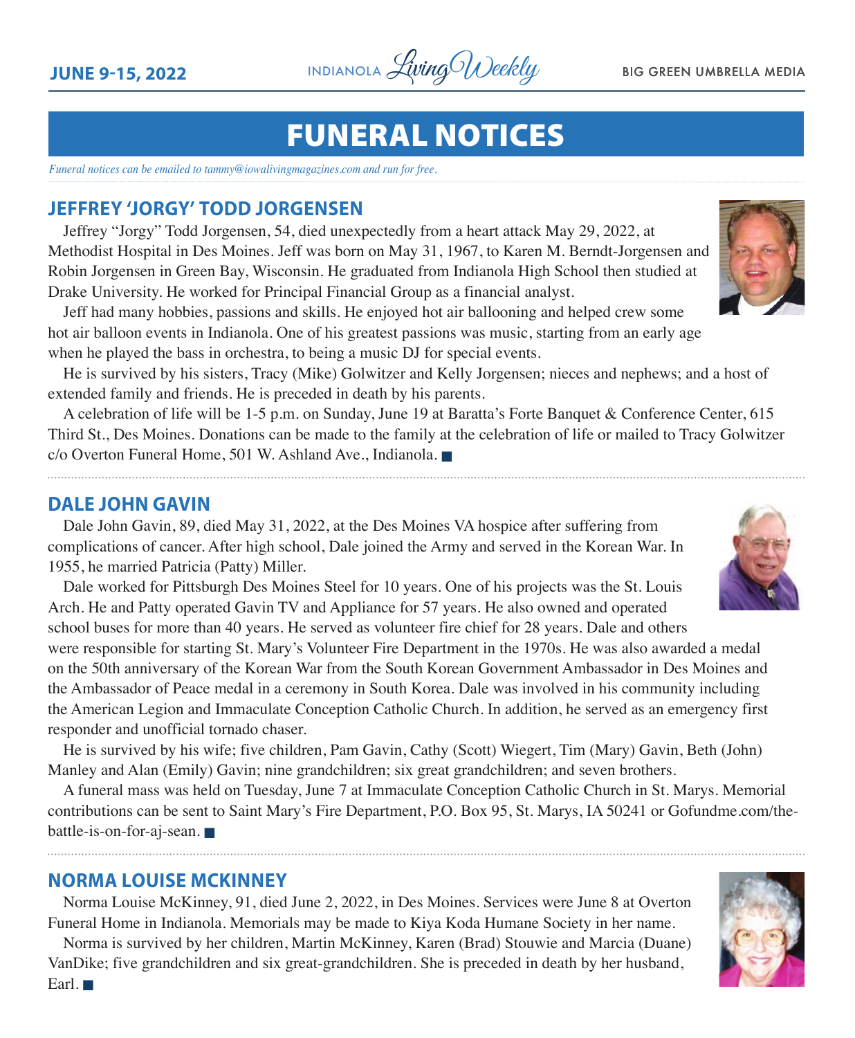# FUNERAL NOTICES

*Funeral notices can be emailed to tammy@iowalivingmagazines.com and run for free.*

## JEFFREY 'JORGY' TODD JORGENSEN

Jeffrey "Jorgy" Todd Jorgensen, 54, died unexpectedly from a heart attack May 29, 2022, at Methodist Hospital in Des Moines. Jeff was born on May 31, 1967, to Karen M. Berndt-Jorgensen and Robin Jorgensen in Green Bay, Wisconsin. He graduated from Indianola High School then studied at Drake University. He worked for Principal Financial Group as a financial analyst.

Jeff had many hobbies, passions and skills. He enjoyed hot air ballooning and helped crew some hot air balloon events in Indianola. One of his greatest passions was music, starting from an early age when he played the bass in orchestra, to being a music DJ for special events.

He is survived by his sisters, Tracy (Mike) Golwitzer and Kelly Jorgensen; nieces and nephews; and a host of extended family and friends. He is preceded in death by his parents.

A celebration of life will be 1-5 p.m. on Sunday, June 19 at Baratta's Forte Banquet & Conference Center, 615 Third St., Des Moines. Donations can be made to the family at the celebration of life or mailed to Tracy Golwitzer c/o Overton Funeral Home, 501 W. Ashland Ave., Indianola. ■

## DALE JOHN GAVIN

Dale John Gavin, 89, died May 31, 2022, at the Des Moines VA hospice after suffering from complications of cancer. After high school, Dale joined the Army and served in the Korean War. In 1955, he married Patricia (Patty) Miller.

Dale worked for Pittsburgh Des Moines Steel for 10 years. One of his projects was the St. Louis Arch. He and Patty operated Gavin TV and Appliance for 57 years. He also owned and operated school buses for more than 40 years. He served as volunteer fire chief for 28 years. Dale and others were responsible for starting St. Mary's Volunteer Fire Department in the 1970s. He was also awarded a medal on the 50th anniversary of the Korean War from the South Korean Government Ambassador in Des Moines and the Ambassador of Peace medal in a ceremony in South Korea. Dale was involved in his community including the American Legion and Immaculate Conception Catholic Church. In addition, he served as an emergency first responder and unofficial tornado chaser.

He is survived by his wife; five children, Pam Gavin, Cathy (Scott) Wiegert, Tim (Mary) Gavin, Beth (John) Manley and Alan (Emily) Gavin; nine grandchildren; six great grandchildren; and seven brothers.

A funeral mass was held on Tuesday, June 7 at Immaculate Conception Catholic Church in St. Marys. Memorial contributions can be sent to Saint Mary's Fire Department, P.O. Box 95, St. Marys, IA 50241 or Gofundme.com/the-battle-is-on-for-aj-sean. ■

## NORMA LOUISE MCKINNEY

Norma Louise McKinney, 91, died June 2, 2022, in Des Moines. Services were June 8 at Overton Funeral Home in Indianola. Memorials may be made to Kiya Koda Humane Society in her name.

Norma is survived by her children, Martin McKinney, Karen (Brad) Stouwie and Marcia (Duane) VanDike; five grandchildren and six great-grandchildren. She is preceded in death by her husband, Earl. ■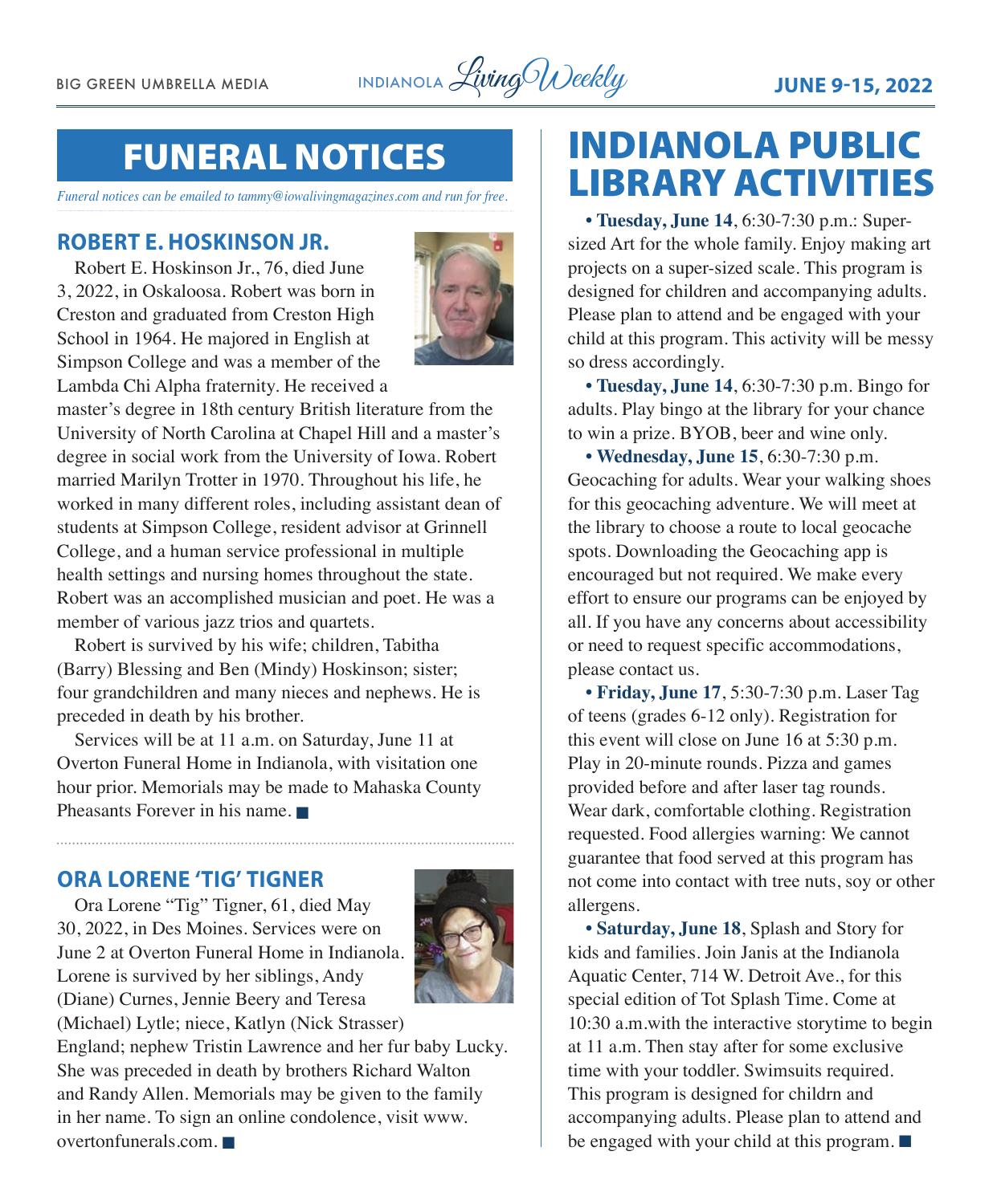# FUNERAL NOTICES

*Funeral notices can be emailed to tammy@iowalivingmagazines.com and run for free.*

## ROBERT E. HOSKINSON JR.

Robert E. Hoskinson Jr., 76, died June 3, 2022, in Oskaloosa. Robert was born in Creston and graduated from Creston High School in 1964. He majored in English at Simpson College and was a member of the Lambda Chi Alpha fraternity. He received a master's degree in 18th century British literature from the University of North Carolina at Chapel Hill and a master's degree in social work from the University of Iowa. Robert married Marilyn Trotter in 1970. Throughout his life, he worked in many different roles, including assistant dean of students at Simpson College, resident advisor at Grinnell College, and a human service professional in multiple health settings and nursing homes throughout the state. Robert was an accomplished musician and poet. He was a member of various jazz trios and quartets.

Robert is survived by his wife; children, Tabitha (Barry) Blessing and Ben (Mindy) Hoskinson; sister; four grandchildren and many nieces and nephews. He is preceded in death by his brother.

Services will be at 11 a.m. on Saturday, June 11 at Overton Funeral Home in Indianola, with visitation one hour prior. Memorials may be made to Mahaska County Pheasants Forever in his name. ■

## ORA LORENE 'TIG' TIGNER

Ora Lorene "Tig" Tigner, 61, died May 30, 2022, in Des Moines. Services were on June 2 at Overton Funeral Home in Indianola. Lorene is survived by her siblings, Andy (Diane) Curnes, Jennie Beery and Teresa (Michael) Lytle; niece, Katlyn (Nick Strasser) England; nephew Tristin Lawrence and her fur baby Lucky. She was preceded in death by brothers Richard Walton and Randy Allen. Memorials may be given to the family in her name. To sign an online condolence, visit www.overtonfunerals.com. ■

# INDIANOLA PUBLIC LIBRARY ACTIVITIES

• **Tuesday, June 14**, 6:30-7:30 p.m.: Super-sized Art for the whole family. Enjoy making art projects on a super-sized scale. This program is designed for children and accompanying adults. Please plan to attend and be engaged with your child at this program. This activity will be messy so dress accordingly.

• **Tuesday, June 14**, 6:30-7:30 p.m. Bingo for adults. Play bingo at the library for your chance to win a prize. BYOB, beer and wine only.

• **Wednesday, June 15**, 6:30-7:30 p.m. Geocaching for adults. Wear your walking shoes for this geocaching adventure. We will meet at the library to choose a route to local geocache spots. Downloading the Geocaching app is encouraged but not required. We make every effort to ensure our programs can be enjoyed by all. If you have any concerns about accessibility or need to request specific accommodations, please contact us.

• **Friday, June 17**, 5:30-7:30 p.m. Laser Tag of teens (grades 6-12 only). Registration for this event will close on June 16 at 5:30 p.m. Play in 20-minute rounds. Pizza and games provided before and after laser tag rounds. Wear dark, comfortable clothing. Registration requested. Food allergies warning: We cannot guarantee that food served at this program has not come into contact with tree nuts, soy or other allergens.

• **Saturday, June 18**, Splash and Story for kids and families. Join Janis at the Indianola Aquatic Center, 714 W. Detroit Ave., for this special edition of Tot Splash Time. Come at 10:30 a.m.with the interactive storytime to begin at 11 a.m. Then stay after for some exclusive time with your toddler. Swimsuits required. This program is designed for childrn and accompanying adults. Please plan to attend and be engaged with your child at this program. ■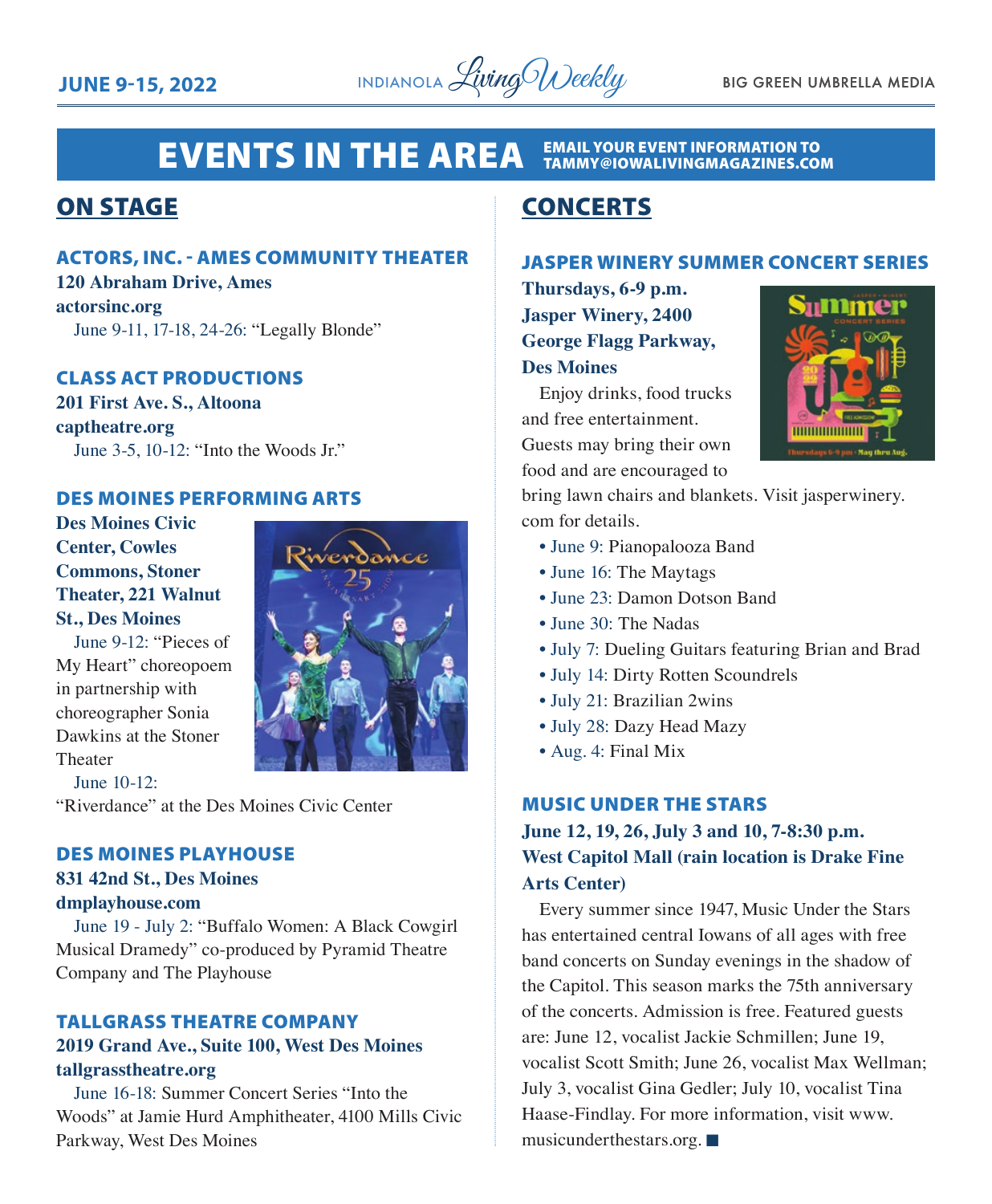# EVENTS IN THE AREA

EMAIL YOUR EVENT INFORMATION TO TAMMY@IOWALIVINGMAGAZINES.COM

## ON STAGE

### ACTORS, INC. - AMES COMMUNITY THEATER

**120 Abraham Drive, Ames**
**actorsinc.org**

June 9-11, 17-18, 24-26: "Legally Blonde"

### CLASS ACT PRODUCTIONS

**201 First Ave. S., Altoona**
**captheatre.org**

June 3-5, 10-12: "Into the Woods Jr."

### DES MOINES PERFORMING ARTS

**Des Moines Civic Center, Cowles Commons, Stoner Theater, 221 Walnut St., Des Moines**

June 9-12: "Pieces of My Heart" choreopoem in partnership with choreographer Sonia Dawkins at the Stoner Theater

June 10-12: "Riverdance" at the Des Moines Civic Center

### DES MOINES PLAYHOUSE

**831 42nd St., Des Moines**
**dmplayhouse.com**

June 19 - July 2: "Buffalo Women: A Black Cowgirl Musical Dramedy" co-produced by Pyramid Theatre Company and The Playhouse

### TALLGRASS THEATRE COMPANY

**2019 Grand Ave., Suite 100, West Des Moines**
**tallgrasstheatre.org**

June 16-18: Summer Concert Series "Into the Woods" at Jamie Hurd Amphitheater, 4100 Mills Civic Parkway, West Des Moines

## CONCERTS

### JASPER WINERY SUMMER CONCERT SERIES

**Thursdays, 6-9 p.m.**
**Jasper Winery, 2400 George Flagg Parkway, Des Moines**

Enjoy drinks, food trucks and free entertainment. Guests may bring their own food and are encouraged to bring lawn chairs and blankets. Visit jasperwinery.com for details.

- June 9: Pianopalooza Band
- June 16: The Maytags
- June 23: Damon Dotson Band
- June 30: The Nadas
- July 7: Dueling Guitars featuring Brian and Brad
- July 14: Dirty Rotten Scoundrels
- July 21: Brazilian 2wins
- July 28: Dazy Head Mazy
- Aug. 4: Final Mix

### MUSIC UNDER THE STARS

**June 12, 19, 26, July 3 and 10, 7-8:30 p.m.**
**West Capitol Mall (rain location is Drake Fine Arts Center)**

Every summer since 1947, Music Under the Stars has entertained central Iowans of all ages with free band concerts on Sunday evenings in the shadow of the Capitol. This season marks the 75th anniversary of the concerts. Admission is free. Featured guests are: June 12, vocalist Jackie Schmillen; June 19, vocalist Scott Smith; June 26, vocalist Max Wellman; July 3, vocalist Gina Gedler; July 10, vocalist Tina Haase-Findlay. For more information, visit www.musicunderthestars.org. ■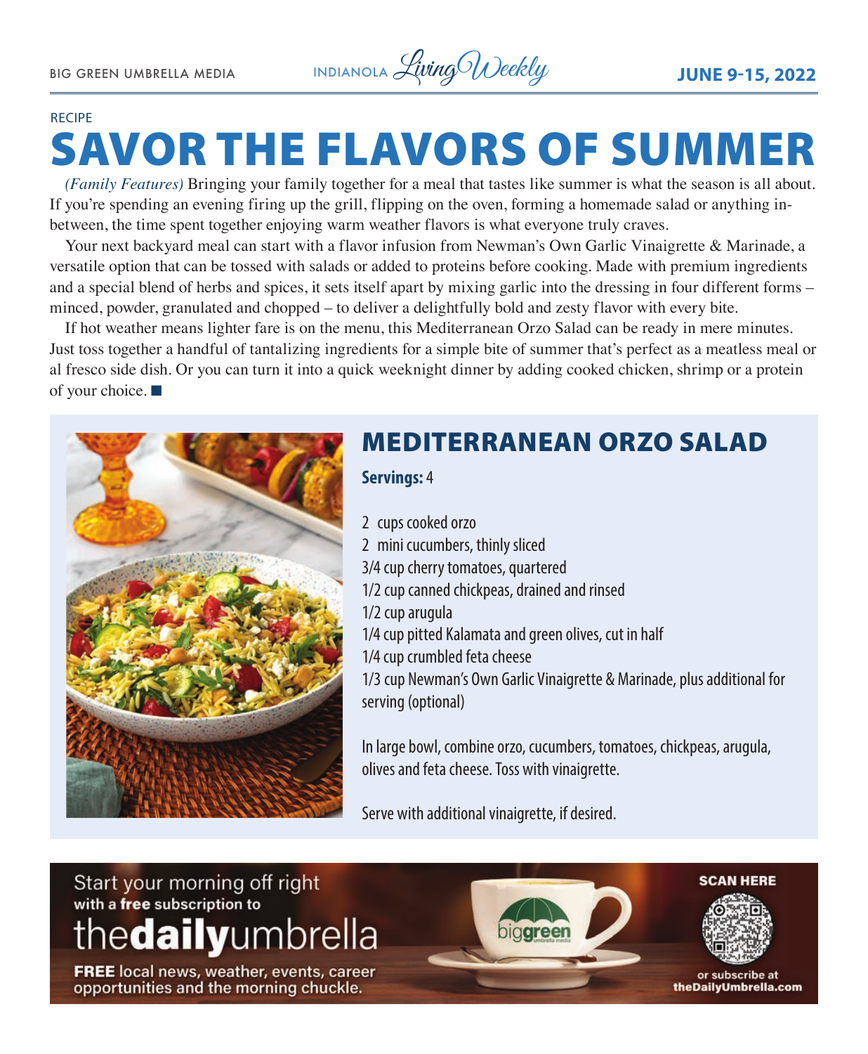RECIPE

# SAVOR THE FLAVORS OF SUMMER

*(Family Features)* Bringing your family together for a meal that tastes like summer is what the season is all about. If you're spending an evening firing up the grill, flipping on the oven, forming a homemade salad or anything in-between, the time spent together enjoying warm weather flavors is what everyone truly craves.

Your next backyard meal can start with a flavor infusion from Newman's Own Garlic Vinaigrette & Marinade, a versatile option that can be tossed with salads or added to proteins before cooking. Made with premium ingredients and a special blend of herbs and spices, it sets itself apart by mixing garlic into the dressing in four different forms – minced, powder, granulated and chopped – to deliver a delightfully bold and zesty flavor with every bite.

If hot weather means lighter fare is on the menu, this Mediterranean Orzo Salad can be ready in mere minutes. Just toss together a handful of tantalizing ingredients for a simple bite of summer that's perfect as a meatless meal or al fresco side dish. Or you can turn it into a quick weeknight dinner by adding cooked chicken, shrimp or a protein of your choice. ■

## MEDITERRANEAN ORZO SALAD

**Servings:** 4

- 2 cups cooked orzo
- 2 mini cucumbers, thinly sliced
- 3/4 cup cherry tomatoes, quartered
- 1/2 cup canned chickpeas, drained and rinsed
- 1/2 cup arugula
- 1/4 cup pitted Kalamata and green olives, cut in half
- 1/4 cup crumbled feta cheese
- 1/3 cup Newman's Own Garlic Vinaigrette & Marinade, plus additional for serving (optional)

In large bowl, combine orzo, cucumbers, tomatoes, chickpeas, arugula, olives and feta cheese. Toss with vinaigrette.

Serve with additional vinaigrette, if desired.

Start your morning off right with a **free** subscription to the**daily**umbrella

**FREE** local news, weather, events, career opportunities and the morning chuckle.

**SCAN HERE** or subscribe at **theDailyUmbrella.com**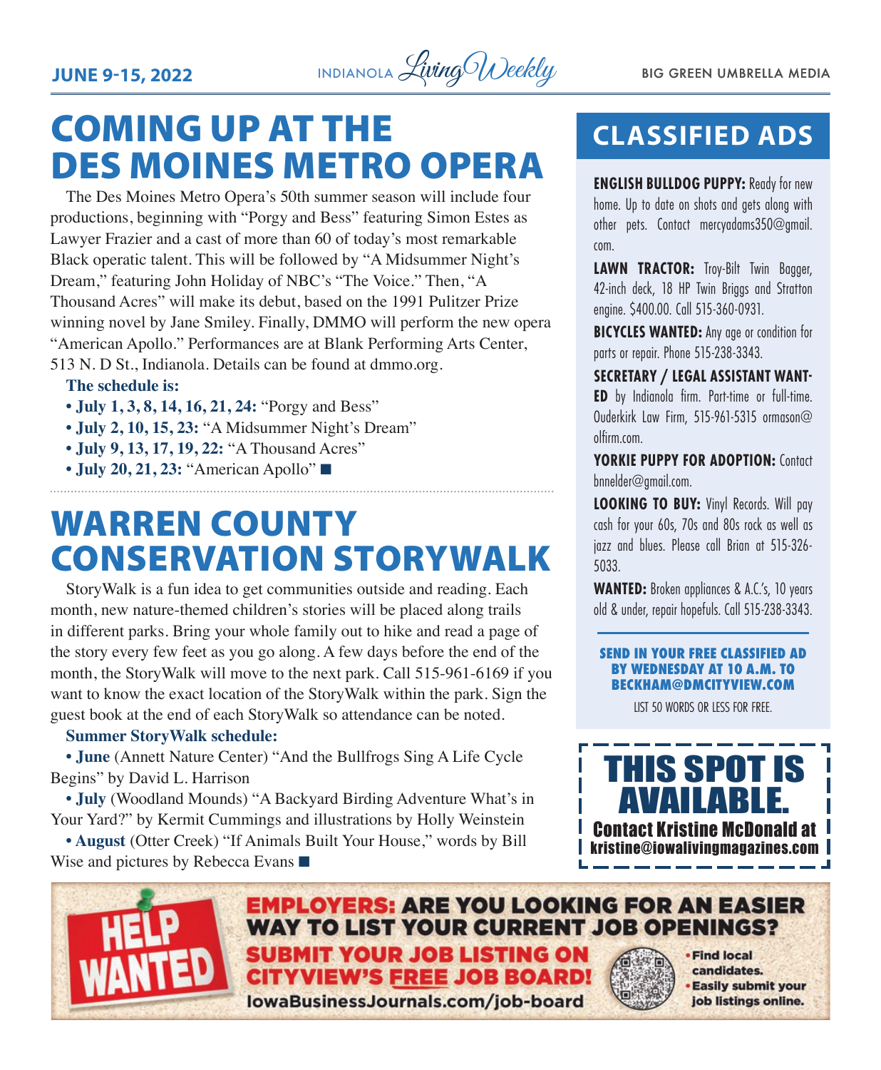# COMING UP AT THE DES MOINES METRO OPERA

The Des Moines Metro Opera's 50th summer season will include four productions, beginning with "Porgy and Bess" featuring Simon Estes as Lawyer Frazier and a cast of more than 60 of today's most remarkable Black operatic talent. This will be followed by "A Midsummer Night's Dream," featuring John Holiday of NBC's "The Voice." Then, "A Thousand Acres" will make its debut, based on the 1991 Pulitzer Prize winning novel by Jane Smiley. Finally, DMMO will perform the new opera "American Apollo." Performances are at Blank Performing Arts Center, 513 N. D St., Indianola. Details can be found at dmmo.org.

**The schedule is:**

- **July 1, 3, 8, 14, 16, 21, 24:** "Porgy and Bess"
- **July 2, 10, 15, 23:** "A Midsummer Night's Dream"
- **July 9, 13, 17, 19, 22:** "A Thousand Acres"
- **July 20, 21, 23:** "American Apollo" ■

# WARREN COUNTY CONSERVATION STORYWALK

StoryWalk is a fun idea to get communities outside and reading. Each month, new nature-themed children's stories will be placed along trails in different parks. Bring your whole family out to hike and read a page of the story every few feet as you go along. A few days before the end of the month, the StoryWalk will move to the next park. Call 515-961-6169 if you want to know the exact location of the StoryWalk within the park. Sign the guest book at the end of each StoryWalk so attendance can be noted.

**Summer StoryWalk schedule:**

- **June** (Annett Nature Center) "And the Bullfrogs Sing A Life Cycle Begins" by David L. Harrison
- **July** (Woodland Mounds) "A Backyard Birding Adventure What's in Your Yard?" by Kermit Cummings and illustrations by Holly Weinstein
- **August** (Otter Creek) "If Animals Built Your House," words by Bill Wise and pictures by Rebecca Evans ■

# CLASSIFIED ADS

**ENGLISH BULLDOG PUPPY:** Ready for new home. Up to date on shots and gets along with other pets. Contact mercyadams350@gmail.com.

**LAWN TRACTOR:** Troy-Bilt Twin Bagger, 42-inch deck, 18 HP Twin Briggs and Stratton engine. $400.00. Call 515-360-0931.

**BICYCLES WANTED:** Any age or condition for parts or repair. Phone 515-238-3343.

**SECRETARY / LEGAL ASSISTANT WANTED** by Indianola firm. Part-time or full-time. Ouderkirk Law Firm, 515-961-5315 ormason@olfirm.com.

**YORKIE PUPPY FOR ADOPTION:** Contact bnnelder@gmail.com.

**LOOKING TO BUY:** Vinyl Records. Will pay cash for your 60s, 70s and 80s rock as well as jazz and blues. Please call Brian at 515-326-5033.

**WANTED:** Broken appliances & A.C.'s, 10 years old & under, repair hopefuls. Call 515-238-3343.

**SEND IN YOUR FREE CLASSIFIED AD BY WEDNESDAY AT 10 A.M. TO BECKHAM@DMCITYVIEW.COM**

LIST 50 WORDS OR LESS FOR FREE.

**THIS SPOT IS AVAILABLE.**

Contact Kristine McDonald at kristine@iowalivingmagazines.com

HELP WANTED

**EMPLOYERS: ARE YOU LOOKING FOR AN EASIER WAY TO LIST YOUR CURRENT JOB OPENINGS?**

**SUBMIT YOUR JOB LISTING ON CITYVIEW'S FREE JOB BOARD!**

IowaBusinessJournals.com/job-board

- Find local candidates.
- Easily submit your job listings online.